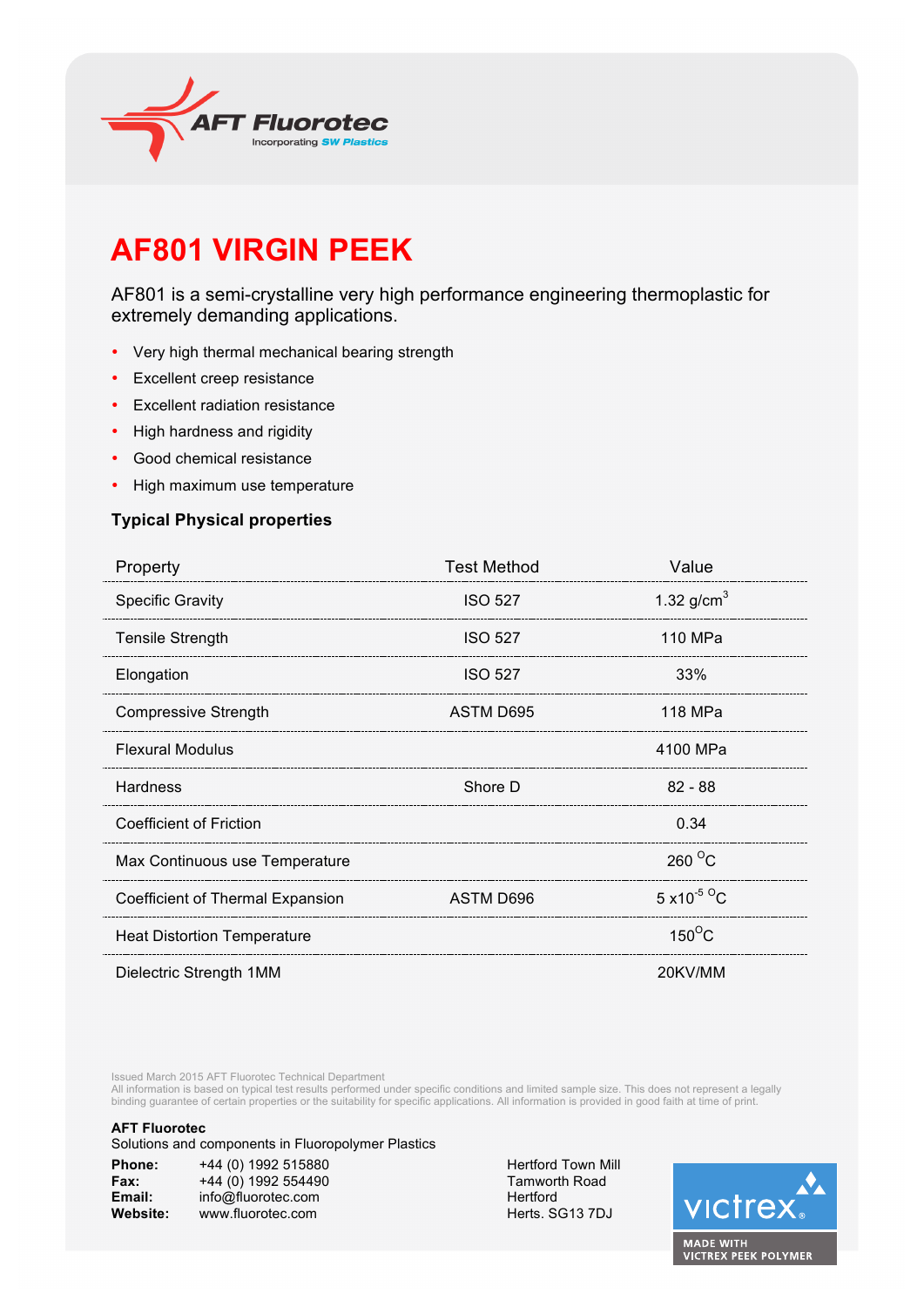AFT Fluorotec
Incorporating SW Plastics

# AF801 VIRGIN PEEK

AF801 is a semi-crystalline very high performance engineering thermoplastic for extremely demanding applications.

- Very high thermal mechanical bearing strength
- Excellent creep resistance
- Excellent radiation resistance
- High hardness and rigidity
- Good chemical resistance
- High maximum use temperature

### Typical Physical properties

| Property | Test Method | Value |
|---|---|---|
| Specific Gravity | ISO 527 | 1.32 g/cm$^3$ |
| Tensile Strength | ISO 527 | 110 MPa |
| Elongation | ISO 527 | 33% |
| Compressive Strength | ASTM D695 | 118 MPa |
| Flexural Modulus | | 4100 MPa |
| Hardness | Shore D | 82 - 88 |
| Coefficient of Friction | | 0.34 |
| Max Continuous use Temperature | | 260 $^{O}$C |
| Coefficient of Thermal Expansion | ASTM D696 | 5 x10$^{-5}$ $^{O}$C |
| Heat Distortion Temperature | | 150$^{O}$C |
| Dielectric Strength 1MM | | 20KV/MM |

Issued March 2015 AFT Fluorotec Technical Department
All information is based on typical test results performed under specific conditions and limited sample size. This does not represent a legally binding guarantee of certain properties or the suitability for specific applications. All information is provided in good faith at time of print.

**AFT Fluorotec**
Solutions and components in Fluoropolymer Plastics

**Phone:** +44 (0) 1992 515880
**Fax:** +44 (0) 1992 554490
**Email:** info@fluorotec.com
**Website:** www.fluorotec.com

Hertford Town Mill
Tamworth Road
Hertford
Herts. SG13 7DJ

victrex
MADE WITH VICTREX PEEK POLYMER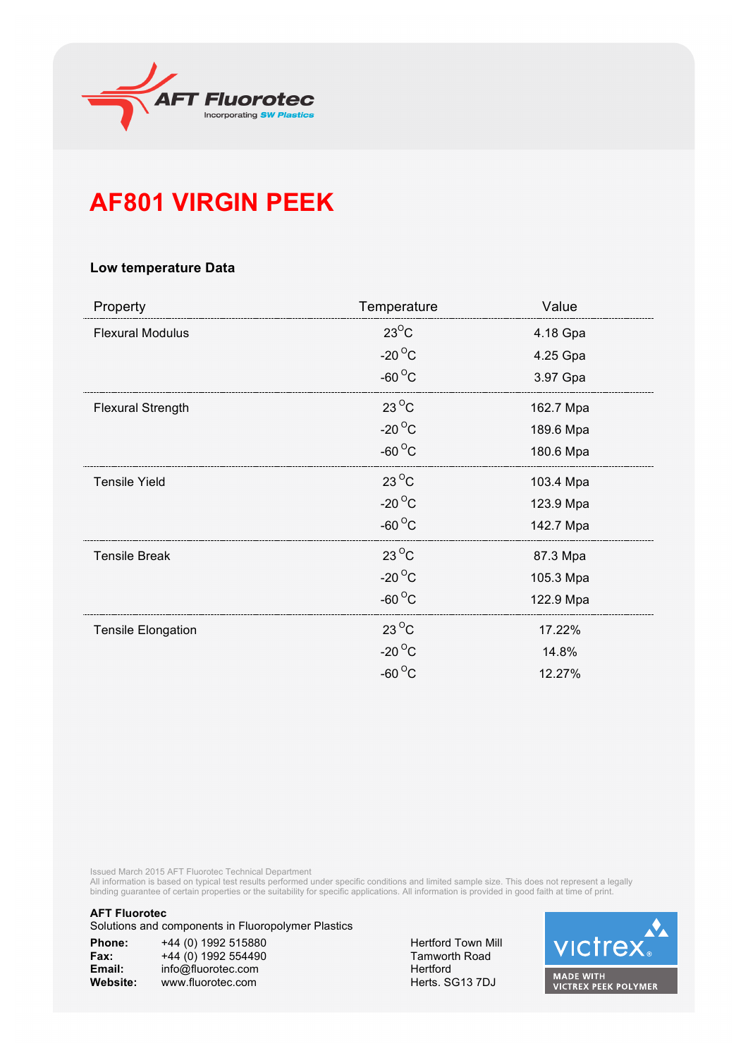AFT Fluorotec
Incorporating SW Plastics

# AF801 VIRGIN PEEK

### Low temperature Data

| Property | Temperature | Value |
|---|---|---|
| Flexural Modulus | 23$^{O}$C | 4.18 Gpa |
| | -20 $^{O}$C | 4.25 Gpa |
| | -60 $^{O}$C | 3.97 Gpa |
| Flexural Strength | 23 $^{O}$C | 162.7 Mpa |
| | -20 $^{O}$C | 189.6 Mpa |
| | -60 $^{O}$C | 180.6 Mpa |
| Tensile Yield | 23 $^{O}$C | 103.4 Mpa |
| | -20 $^{O}$C | 123.9 Mpa |
| | -60 $^{O}$C | 142.7 Mpa |
| Tensile Break | 23 $^{O}$C | 87.3 Mpa |
| | -20 $^{O}$C | 105.3 Mpa |
| | -60 $^{O}$C | 122.9 Mpa |
| Tensile Elongation | 23 $^{O}$C | 17.22% |
| | -20 $^{O}$C | 14.8% |
| | -60 $^{O}$C | 12.27% |

Issued March 2015 AFT Fluorotec Technical Department
All information is based on typical test results performed under specific conditions and limited sample size. This does not represent a legally binding guarantee of certain properties or the suitability for specific applications. All information is provided in good faith at time of print.

**AFT Fluorotec**
Solutions and components in Fluoropolymer Plastics

**Phone:** +44 (0) 1992 515880
**Fax:** +44 (0) 1992 554490
**Email:** info@fluorotec.com
**Website:** www.fluorotec.com

Hertford Town Mill
Tamworth Road
Hertford
Herts. SG13 7DJ

victrex®
MADE WITH
VICTREX PEEK POLYMER